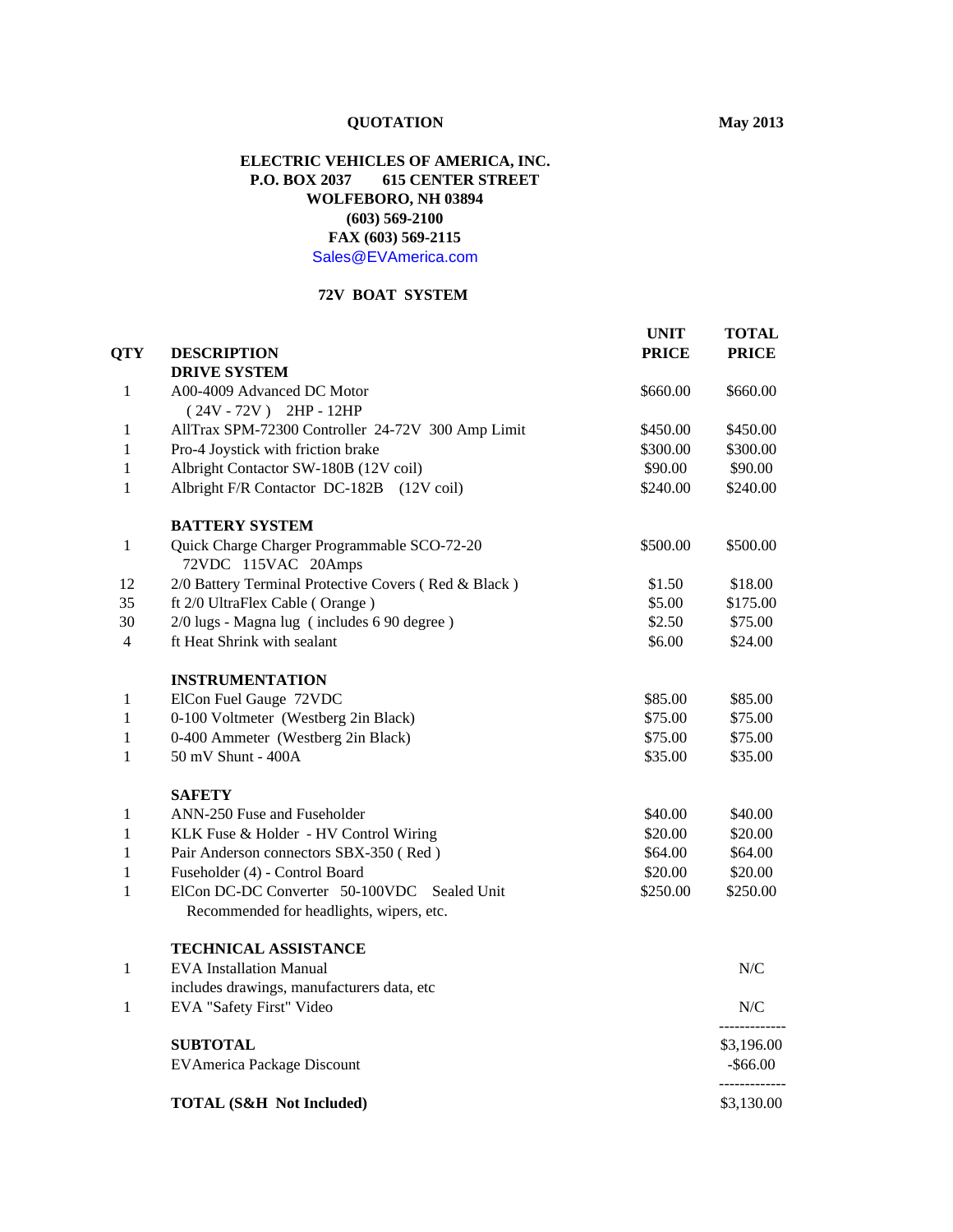**QUOTATION** **May 2013**

**ELECTRIC VEHICLES OF AMERICA, INC.**
**P.O. BOX 2037 615 CENTER STREET**
**WOLFEBORO, NH 03894**
**(603) 569-2100**
**FAX (603) 569-2115**
Sales@EVAmerica.com

**72V BOAT SYSTEM**

| QTY | DESCRIPTION | UNIT PRICE | TOTAL PRICE |
|---|---|---|---|
| | **DRIVE SYSTEM** | | |
| 1 | A00-4009 Advanced DC Motor ( 24V - 72V ) 2HP - 12HP | $660.00 | $660.00 |
| 1 | AllTrax SPM-72300 Controller 24-72V 300 Amp Limit | $450.00 | $450.00 |
| 1 | Pro-4 Joystick with friction brake | $300.00 | $300.00 |
| 1 | Albright Contactor SW-180B (12V coil) | $90.00 | $90.00 |
| 1 | Albright F/R Contactor DC-182B (12V coil) | $240.00 | $240.00 |
| | **BATTERY SYSTEM** | | |
| 1 | Quick Charge Charger Programmable SCO-72-20 72VDC 115VAC 20Amps | $500.00 | $500.00 |
| 12 | 2/0 Battery Terminal Protective Covers ( Red & Black ) | $1.50 | $18.00 |
| 35 | ft 2/0 UltraFlex Cable ( Orange ) | $5.00 | $175.00 |
| 30 | 2/0 lugs - Magna lug ( includes 6 90 degree ) | $2.50 | $75.00 |
| 4 | ft Heat Shrink with sealant | $6.00 | $24.00 |
| | **INSTRUMENTATION** | | |
| 1 | ElCon Fuel Gauge 72VDC | $85.00 | $85.00 |
| 1 | 0-100 Voltmeter (Westberg 2in Black) | $75.00 | $75.00 |
| 1 | 0-400 Ammeter (Westberg 2in Black) | $75.00 | $75.00 |
| 1 | 50 mV Shunt - 400A | $35.00 | $35.00 |
| | **SAFETY** | | |
| 1 | ANN-250 Fuse and Fuseholder | $40.00 | $40.00 |
| 1 | KLK Fuse & Holder - HV Control Wiring | $20.00 | $20.00 |
| 1 | Pair Anderson connectors SBX-350 ( Red ) | $64.00 | $64.00 |
| 1 | Fuseholder (4) - Control Board | $20.00 | $20.00 |
| 1 | ElCon DC-DC Converter 50-100VDC Sealed Unit Recommended for headlights, wipers, etc. | $250.00 | $250.00 |
| | **TECHNICAL ASSISTANCE** | | |
| 1 | EVA Installation Manual includes drawings, manufacturers data, etc | | N/C |
| 1 | EVA "Safety First" Video | | N/C |
| | **SUBTOTAL** | | $3,196.00 |
| | EVAmerica Package Discount | | -$66.00 |
| | **TOTAL (S&H Not Included)** | | $3,130.00 |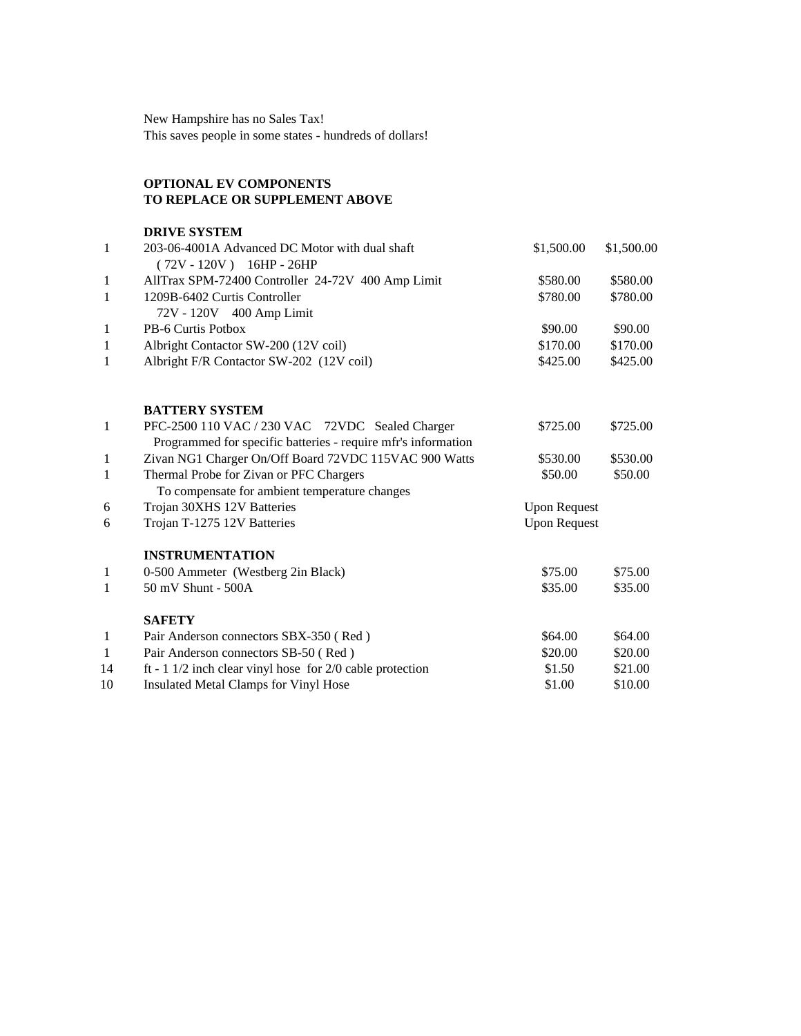New Hampshire has no Sales Tax!
This saves people in some states - hundreds of dollars!

**OPTIONAL EV COMPONENTS**
**TO REPLACE OR SUPPLEMENT ABOVE**

| | | | |
|---|---|---|---|
| | **DRIVE SYSTEM** | | |
| 1 | 203-06-4001A Advanced DC Motor with dual shaft ( 72V - 120V ) 16HP - 26HP | $1,500.00 | $1,500.00 |
| 1 | AllTrax SPM-72400 Controller 24-72V 400 Amp Limit | $580.00 | $580.00 |
| 1 | 1209B-6402 Curtis Controller 72V - 120V 400 Amp Limit | $780.00 | $780.00 |
| 1 | PB-6 Curtis Potbox | $90.00 | $90.00 |
| 1 | Albright Contactor SW-200 (12V coil) | $170.00 | $170.00 |
| 1 | Albright F/R Contactor SW-202 (12V coil) | $425.00 | $425.00 |
| | **BATTERY SYSTEM** | | |
| 1 | PFC-2500 110 VAC / 230 VAC 72VDC Sealed Charger Programmed for specific batteries - require mfr's information | $725.00 | $725.00 |
| 1 | Zivan NG1 Charger On/Off Board 72VDC 115VAC 900 Watts | $530.00 | $530.00 |
| 1 | Thermal Probe for Zivan or PFC Chargers To compensate for ambient temperature changes | $50.00 | $50.00 |
| 6 | Trojan 30XHS 12V Batteries | Upon Request | |
| 6 | Trojan T-1275 12V Batteries | Upon Request | |
| | **INSTRUMENTATION** | | |
| 1 | 0-500 Ammeter (Westberg 2in Black) | $75.00 | $75.00 |
| 1 | 50 mV Shunt - 500A | $35.00 | $35.00 |
| | **SAFETY** | | |
| 1 | Pair Anderson connectors SBX-350 ( Red ) | $64.00 | $64.00 |
| 1 | Pair Anderson connectors SB-50 ( Red ) | $20.00 | $20.00 |
| 14 | ft - 1 1/2 inch clear vinyl hose for 2/0 cable protection | $1.50 | $21.00 |
| 10 | Insulated Metal Clamps for Vinyl Hose | $1.00 | $10.00 |